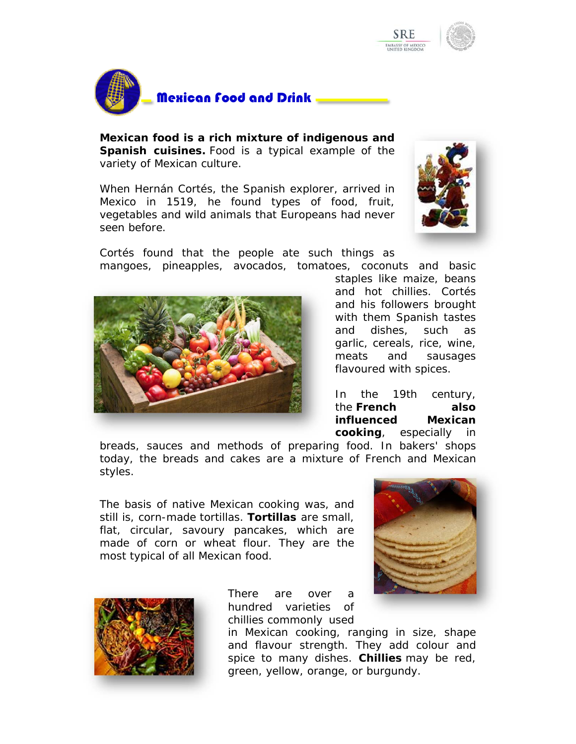# Mexican Food and Drink

**Mexican food is a rich mixture of indigenous and Spanish cuisines.** Food is a typical example of the variety of Mexican culture.

When Hernán Cortés, the Spanish explorer, arrived in Mexico in 1519, he found types of food, fruit, vegetables and wild animals that Europeans had never seen before.

Cortés found that the people ate such things as mangoes, pineapples, avocados, tomatoes, coconuts and basic staples like maize, beans and hot chillies. Cortés and his followers brought with them Spanish tastes and dishes, such as garlic, cereals, rice, wine, meats and sausages flavoured with spices.

In the 19th century, the **French also influenced Mexican cooking**, especially in breads, sauces and methods of preparing food. In bakers' shops today, the breads and cakes are a mixture of French and Mexican styles.

The basis of native Mexican cooking was, and still is, corn-made tortillas. **Tortillas** are small, flat, circular, savoury pancakes, which are made of corn or wheat flour. They are the most typical of all Mexican food.

There are over a hundred varieties of chillies commonly used in Mexican cooking, ranging in size, shape and flavour strength. They add colour and spice to many dishes. **Chillies** may be red, green, yellow, orange, or burgundy.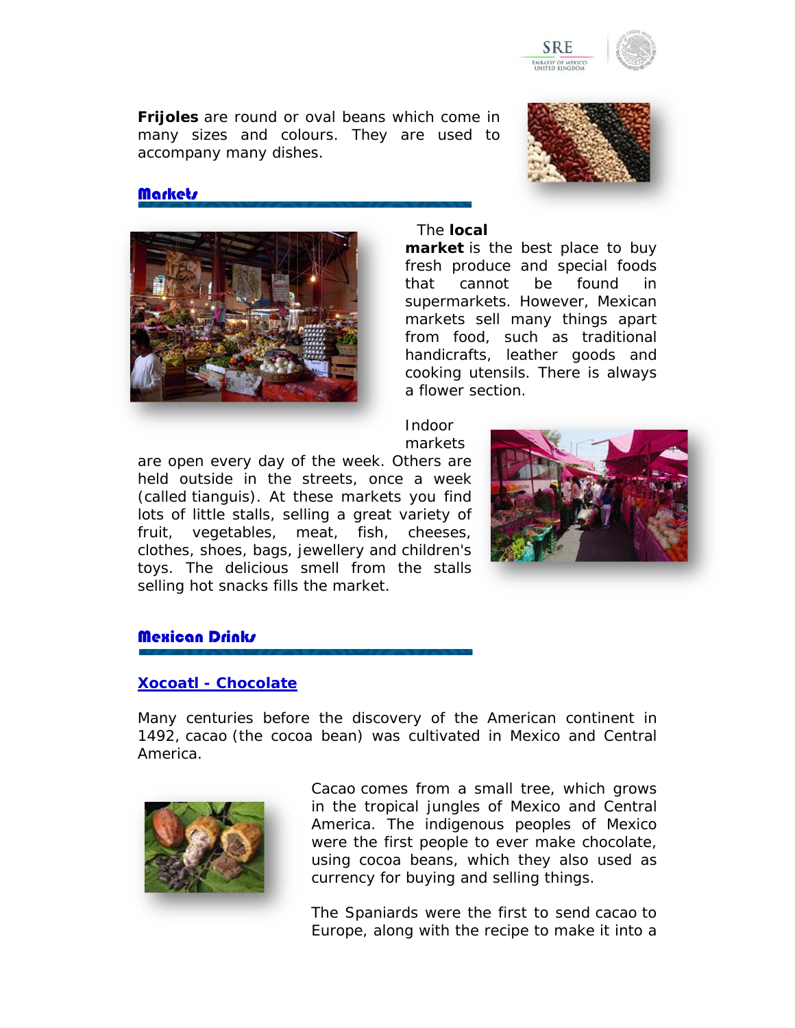**Frijoles** are round or oval beans which come in many sizes and colours. They are used to accompany many dishes.

## Markets

The **local market** is the best place to buy fresh produce and special foods that cannot be found in supermarkets. However, Mexican markets sell many things apart from food, such as traditional handicrafts, leather goods and cooking utensils. There is always a flower section.

Indoor markets are open every day of the week. Others are held outside in the streets, once a week (called tianguis). At these markets you find lots of little stalls, selling a great variety of fruit, vegetables, meat, fish, cheeses, clothes, shoes, bags, jewellery and children's toys. The delicious smell from the stalls selling hot snacks fills the market.

## Mexican Drinks

### Xocoatl - Chocolate

Many centuries before the discovery of the American continent in 1492, cacao (the cocoa bean) was cultivated in Mexico and Central America.

Cacao comes from a small tree, which grows in the tropical jungles of Mexico and Central America. The indigenous peoples of Mexico were the first people to ever make chocolate, using cocoa beans, which they also used as currency for buying and selling things.

The Spaniards were the first to send cacao to Europe, along with the recipe to make it into a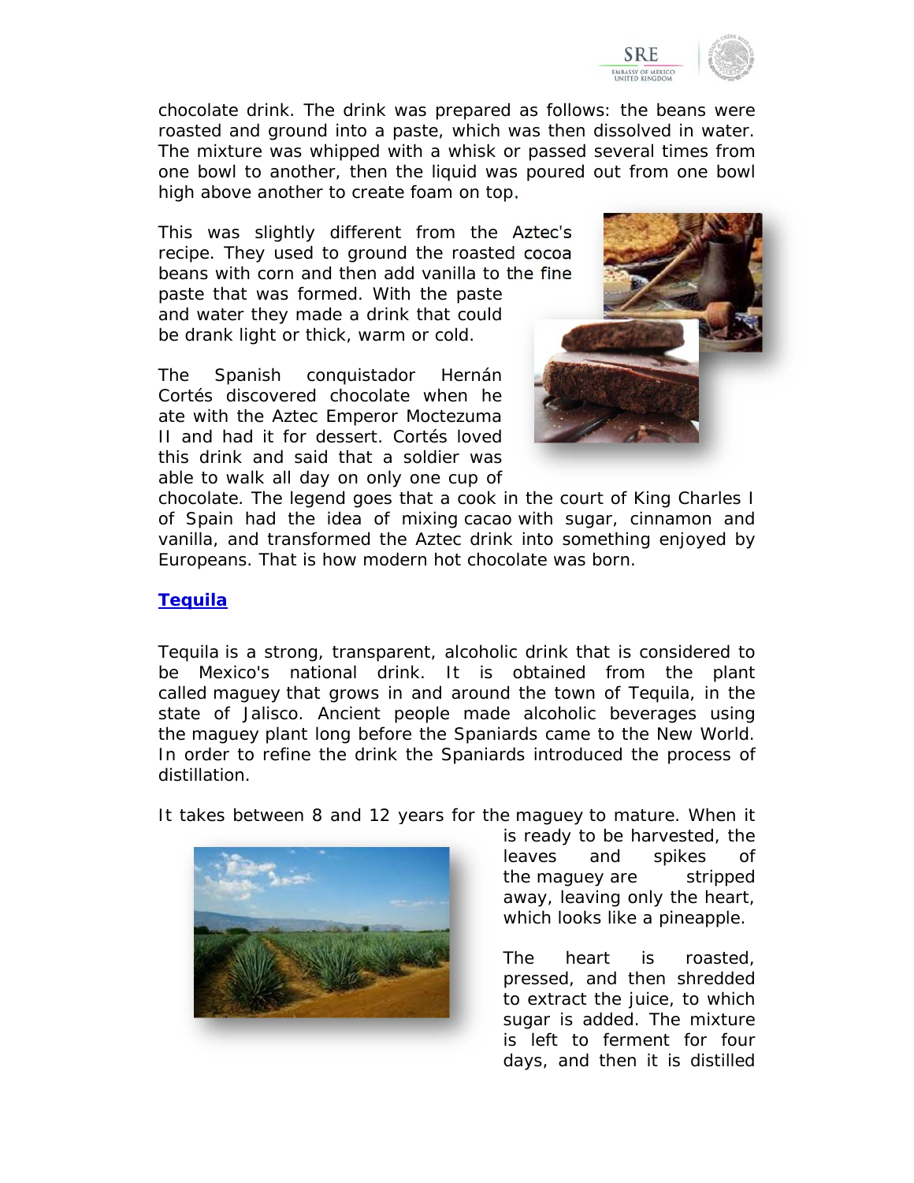chocolate drink. The drink was prepared as follows: the beans were roasted and ground into a paste, which was then dissolved in water. The mixture was whipped with a whisk or passed several times from one bowl to another, then the liquid was poured out from one bowl high above another to create foam on top.

This was slightly different from the Aztec's recipe. They used to ground the roasted cocoa beans with corn and then add vanilla to the fine paste that was formed. With the paste and water they made a drink that could be drank light or thick, warm or cold.

The Spanish conquistador Hernán Cortés discovered chocolate when he ate with the Aztec Emperor Moctezuma II and had it for dessert. Cortés loved this drink and said that a soldier was able to walk all day on only one cup of chocolate. The legend goes that a cook in the court of King Charles I of Spain had the idea of mixing cacao with sugar, cinnamon and vanilla, and transformed the Aztec drink into something enjoyed by Europeans. That is how modern hot chocolate was born.

## Tequila

Tequila is a strong, transparent, alcoholic drink that is considered to be Mexico's national drink. It is obtained from the plant called maguey that grows in and around the town of Tequila, in the state of Jalisco. Ancient people made alcoholic beverages using the maguey plant long before the Spaniards came to the New World. In order to refine the drink the Spaniards introduced the process of distillation.

It takes between 8 and 12 years for the maguey to mature. When it is ready to be harvested, the leaves and spikes of the maguey are stripped away, leaving only the heart, which looks like a pineapple.

The heart is roasted, pressed, and then shredded to extract the juice, to which sugar is added. The mixture is left to ferment for four days, and then it is distilled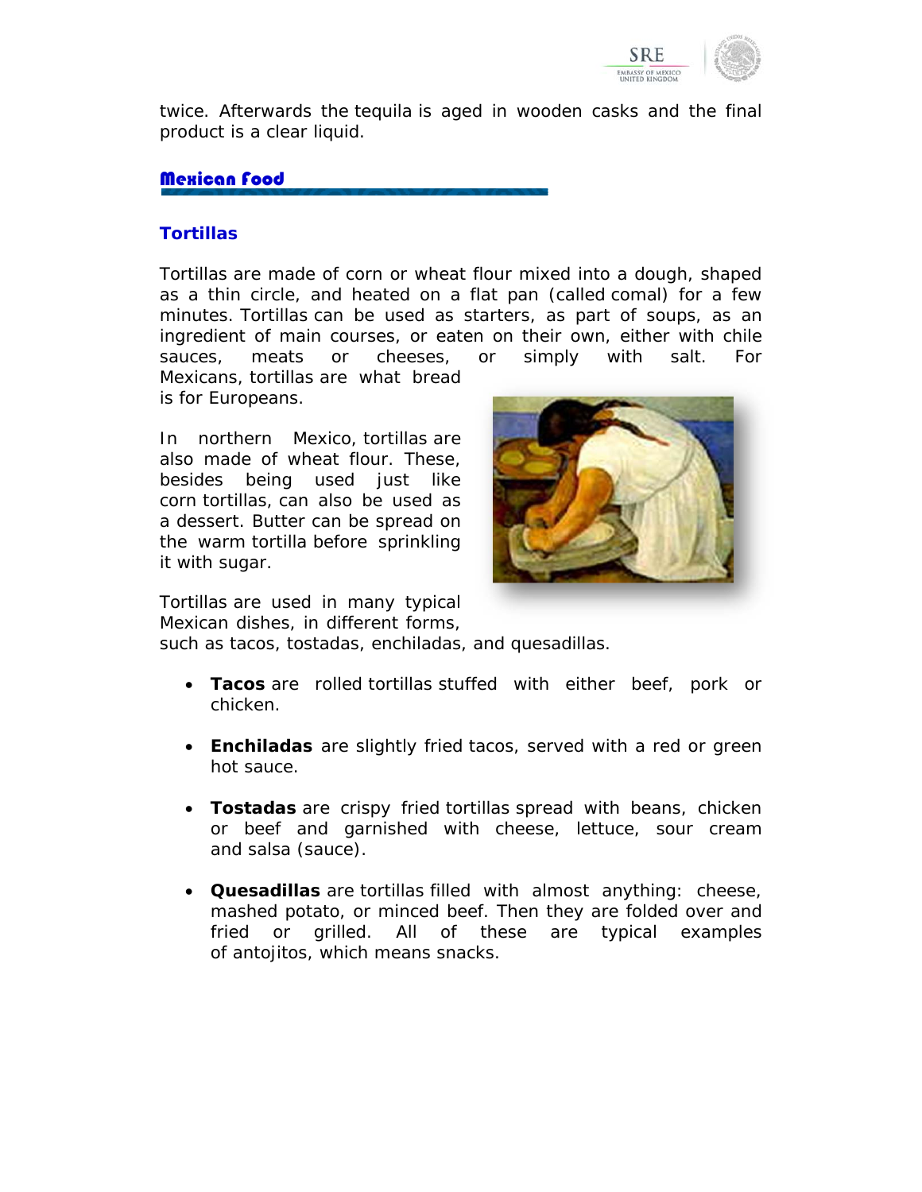twice. Afterwards the tequila is aged in wooden casks and the final product is a clear liquid.

## Mexican Food

### Tortillas

Tortillas are made of corn or wheat flour mixed into a dough, shaped as a thin circle, and heated on a flat pan (called comal) for a few minutes. Tortillas can be used as starters, as part of soups, as an ingredient of main courses, or eaten on their own, either with chile sauces, meats or cheeses, or simply with salt. For Mexicans, tortillas are what bread is for Europeans.

In northern Mexico, tortillas are also made of wheat flour. These, besides being used just like corn tortillas, can also be used as a dessert. Butter can be spread on the warm tortilla before sprinkling it with sugar.

Tortillas are used in many typical Mexican dishes, in different forms, such as tacos, tostadas, enchiladas, and quesadillas.

- **Tacos** are rolled tortillas stuffed with either beef, pork or chicken.
- **Enchiladas** are slightly fried tacos, served with a red or green hot sauce.
- **Tostadas** are crispy fried tortillas spread with beans, chicken or beef and garnished with cheese, lettuce, sour cream and salsa (sauce).
- **Quesadillas** are tortillas filled with almost anything: cheese, mashed potato, or minced beef. Then they are folded over and fried or grilled. All of these are typical examples of antojitos, which means snacks.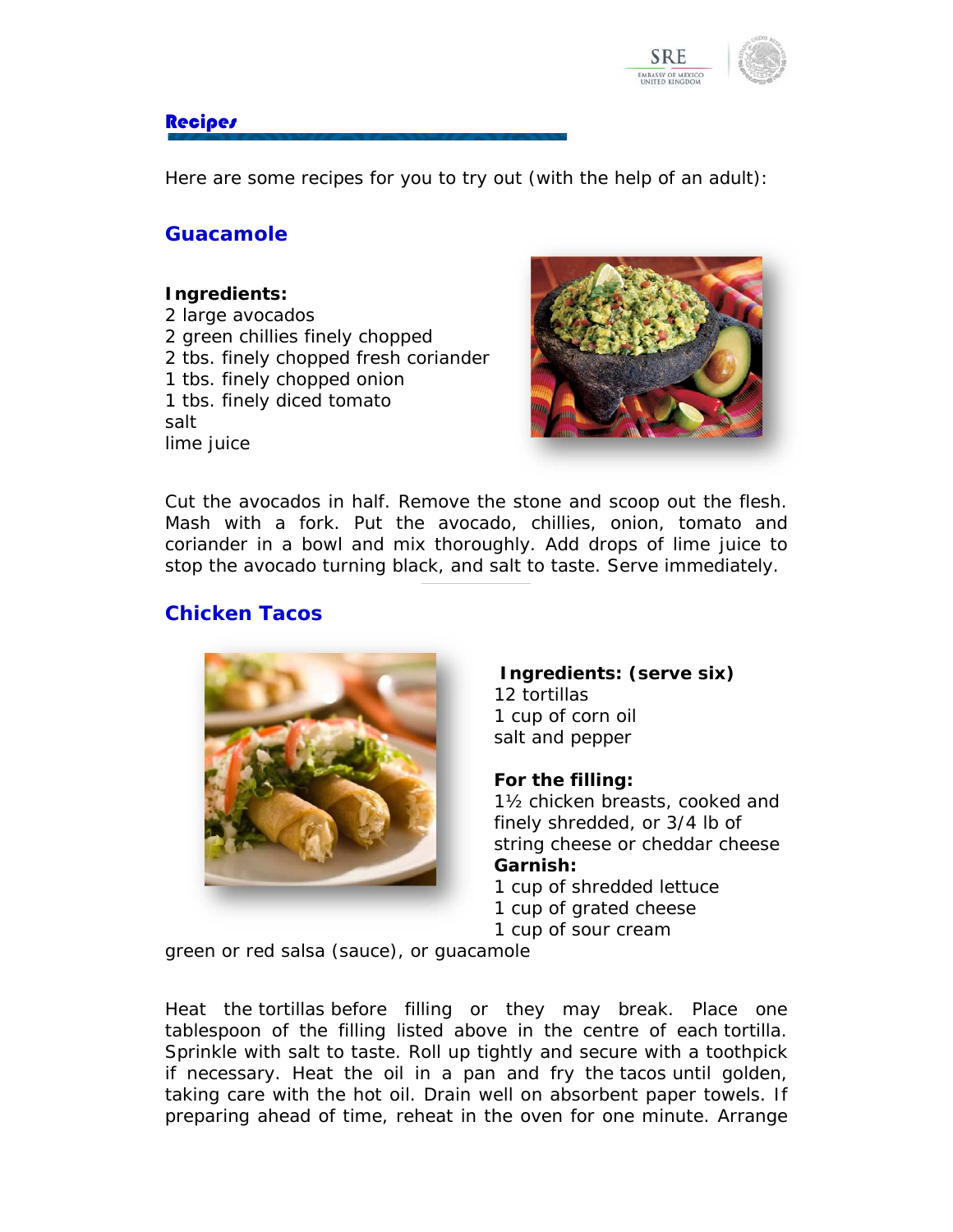## Recipes

Here are some recipes for you to try out (with the help of an adult):

### Guacamole

**Ingredients:**
2 large avocados
2 green chillies finely chopped
2 tbs. finely chopped fresh coriander
1 tbs. finely chopped onion
1 tbs. finely diced tomato
salt
lime juice

Cut the avocados in half. Remove the stone and scoop out the flesh. Mash with a fork. Put the avocado, chillies, onion, tomato and coriander in a bowl and mix thoroughly. Add drops of lime juice to stop the avocado turning black, and salt to taste. Serve immediately.

### Chicken Tacos

**Ingredients: (serve six)**
12 tortillas
1 cup of corn oil
salt and pepper

**For the filling:**
1½ chicken breasts, cooked and finely shredded, or 3/4 lb of string cheese or cheddar cheese

**Garnish:**
1 cup of shredded lettuce
1 cup of grated cheese
1 cup of sour cream
green or red salsa (sauce), or guacamole

Heat the tortillas before filling or they may break. Place one tablespoon of the filling listed above in the centre of each tortilla. Sprinkle with salt to taste. Roll up tightly and secure with a toothpick if necessary. Heat the oil in a pan and fry the tacos until golden, taking care with the hot oil. Drain well on absorbent paper towels. If preparing ahead of time, reheat in the oven for one minute. Arrange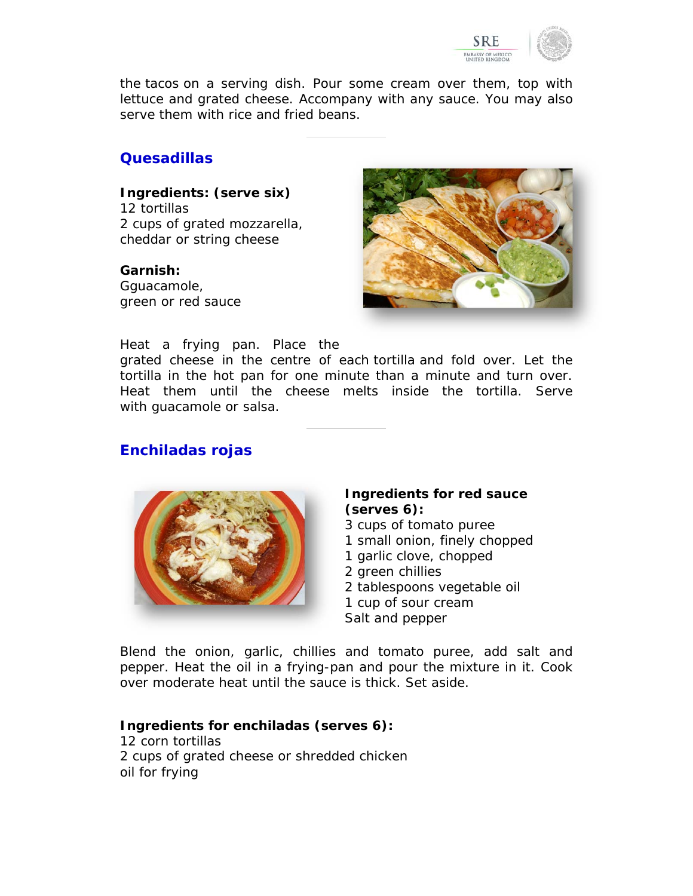the tacos on a serving dish. Pour some cream over them, top with lettuce and grated cheese. Accompany with any sauce. You may also serve them with rice and fried beans.

---

## Quesadillas

**Ingredients: (serve six)**
12 tortillas
2 cups of grated mozzarella, cheddar or string cheese

**Garnish:**
Gguacamole,
green or red sauce

Heat a frying pan. Place the grated cheese in the centre of each tortilla and fold over. Let the tortilla in the hot pan for one minute than a minute and turn over. Heat them until the cheese melts inside the tortilla. Serve with guacamole or salsa.

---

## Enchiladas rojas

**Ingredients for red sauce (serves 6):**
3 cups of tomato puree
1 small onion, finely chopped
1 garlic clove, chopped
2 green chillies
2 tablespoons vegetable oil
1 cup of sour cream
Salt and pepper

Blend the onion, garlic, chillies and tomato puree, add salt and pepper. Heat the oil in a frying-pan and pour the mixture in it. Cook over moderate heat until the sauce is thick. Set aside.

**Ingredients for enchiladas (serves 6):**
12 corn tortillas
2 cups of grated cheese or shredded chicken
oil for frying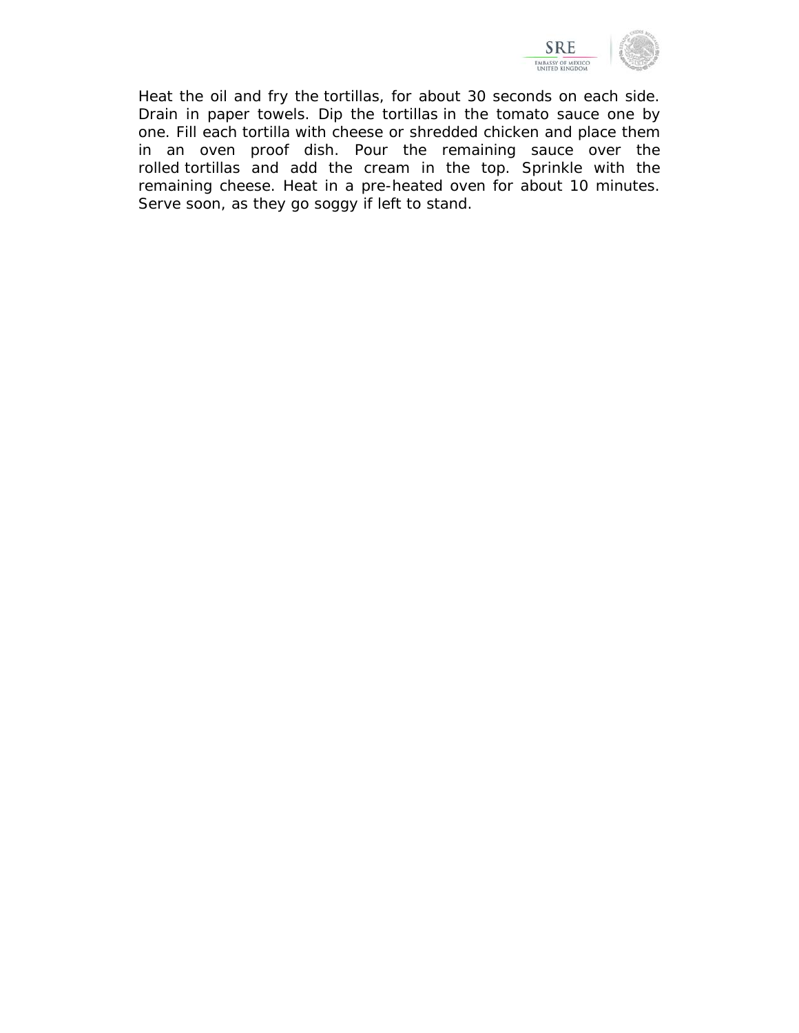Heat the oil and fry the tortillas, for about 30 seconds on each side. Drain in paper towels. Dip the tortillas in the tomato sauce one by one. Fill each tortilla with cheese or shredded chicken and place them in an oven proof dish. Pour the remaining sauce over the rolled tortillas and add the cream in the top. Sprinkle with the remaining cheese. Heat in a pre-heated oven for about 10 minutes. Serve soon, as they go soggy if left to stand.